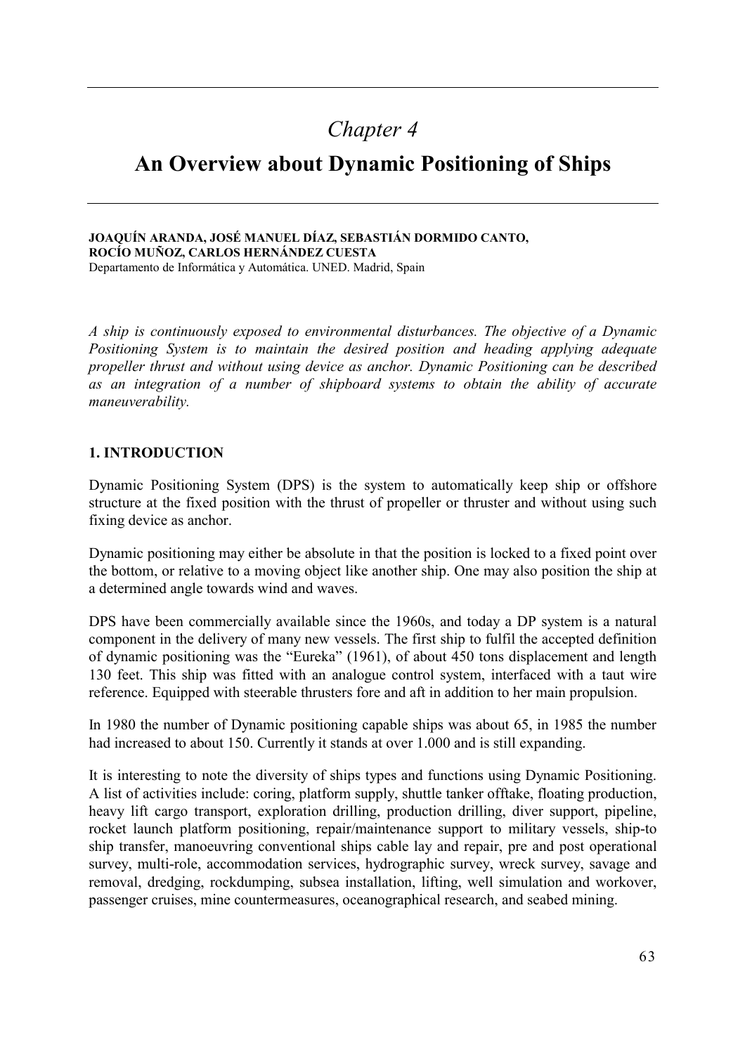# *Chapter 4*

# An Overview about Dynamic Positioning of Ships

**JOAQUÍN ARANDA, JOSÉ MANUEL DÍAZ, SEBASTIÁN DORMIDO CANTO, ROCÍO MUÑOZ, CARLOS HERNÁNDEZ CUESTA**
Departamento de Informática y Automática. UNED. Madrid, Spain

*A ship is continuously exposed to environmental disturbances. The objective of a Dynamic Positioning System is to maintain the desired position and heading applying adequate propeller thrust and without using device as anchor. Dynamic Positioning can be described as an integration of a number of shipboard systems to obtain the ability of accurate maneuverability.*

## 1. INTRODUCTION

Dynamic Positioning System (DPS) is the system to automatically keep ship or offshore structure at the fixed position with the thrust of propeller or thruster and without using such fixing device as anchor.

Dynamic positioning may either be absolute in that the position is locked to a fixed point over the bottom, or relative to a moving object like another ship. One may also position the ship at a determined angle towards wind and waves.

DPS have been commercially available since the 1960s, and today a DP system is a natural component in the delivery of many new vessels. The first ship to fulfil the accepted definition of dynamic positioning was the "Eureka" (1961), of about 450 tons displacement and length 130 feet. This ship was fitted with an analogue control system, interfaced with a taut wire reference. Equipped with steerable thrusters fore and aft in addition to her main propulsion.

In 1980 the number of Dynamic positioning capable ships was about 65, in 1985 the number had increased to about 150. Currently it stands at over 1.000 and is still expanding.

It is interesting to note the diversity of ships types and functions using Dynamic Positioning. A list of activities include: coring, platform supply, shuttle tanker offtake, floating production, heavy lift cargo transport, exploration drilling, production drilling, diver support, pipeline, rocket launch platform positioning, repair/maintenance support to military vessels, ship-to ship transfer, manoeuvring conventional ships cable lay and repair, pre and post operational survey, multi-role, accommodation services, hydrographic survey, wreck survey, savage and removal, dredging, rockdumping, subsea installation, lifting, well simulation and workover, passenger cruises, mine countermeasures, oceanographical research, and seabed mining.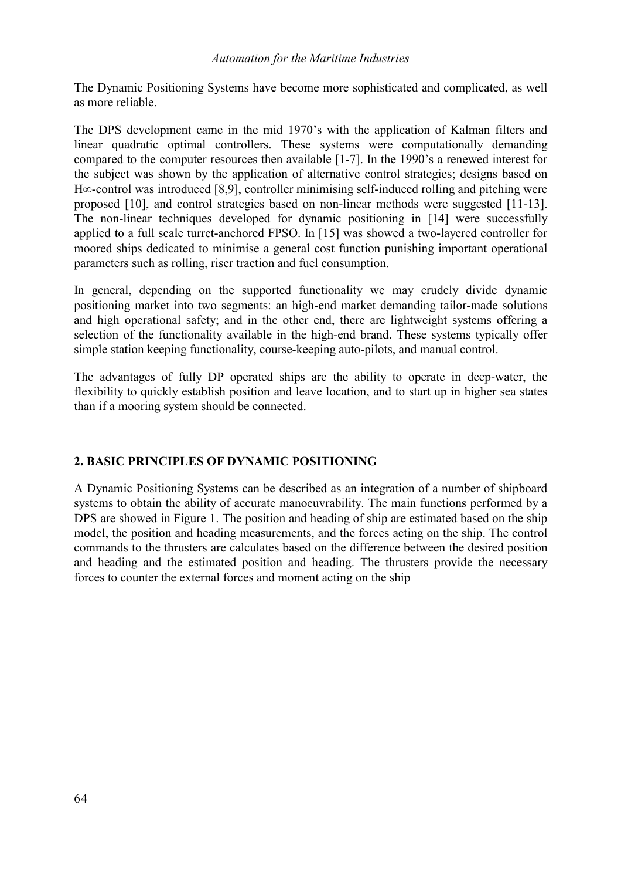The Dynamic Positioning Systems have become more sophisticated and complicated, as well as more reliable.

The DPS development came in the mid 1970's with the application of Kalman filters and linear quadratic optimal controllers. These systems were computationally demanding compared to the computer resources then available [1-7]. In the 1990's a renewed interest for the subject was shown by the application of alternative control strategies; designs based on H∞-control was introduced [8,9], controller minimising self-induced rolling and pitching were proposed [10], and control strategies based on non-linear methods were suggested [11-13]. The non-linear techniques developed for dynamic positioning in [14] were successfully applied to a full scale turret-anchored FPSO. In [15] was showed a two-layered controller for moored ships dedicated to minimise a general cost function punishing important operational parameters such as rolling, riser traction and fuel consumption.

In general, depending on the supported functionality we may crudely divide dynamic positioning market into two segments: an high-end market demanding tailor-made solutions and high operational safety; and in the other end, there are lightweight systems offering a selection of the functionality available in the high-end brand. These systems typically offer simple station keeping functionality, course-keeping auto-pilots, and manual control.

The advantages of fully DP operated ships are the ability to operate in deep-water, the flexibility to quickly establish position and leave location, and to start up in higher sea states than if a mooring system should be connected.

## 2. BASIC PRINCIPLES OF DYNAMIC POSITIONING

A Dynamic Positioning Systems can be described as an integration of a number of shipboard systems to obtain the ability of accurate manoeuvrability. The main functions performed by a DPS are showed in Figure 1. The position and heading of ship are estimated based on the ship model, the position and heading measurements, and the forces acting on the ship. The control commands to the thrusters are calculates based on the difference between the desired position and heading and the estimated position and heading. The thrusters provide the necessary forces to counter the external forces and moment acting on the ship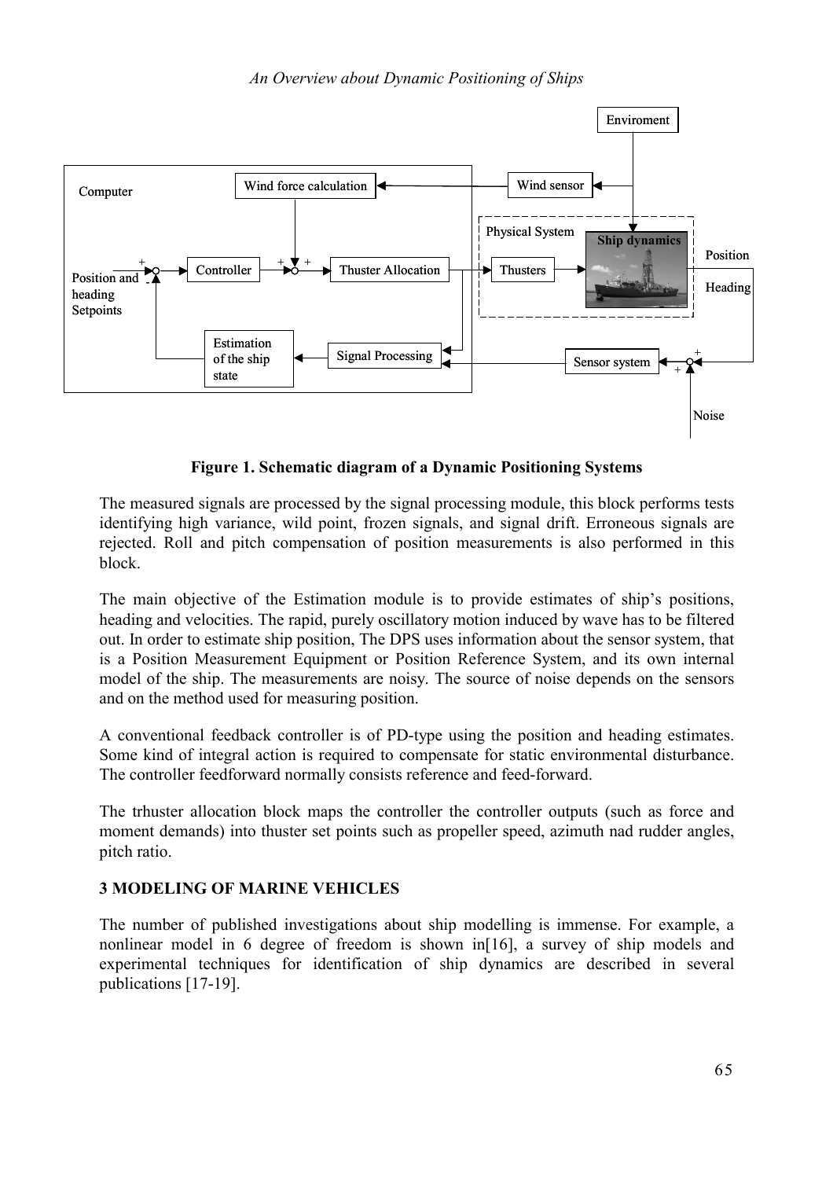**Figure 1. Schematic diagram of a Dynamic Positioning Systems**

The measured signals are processed by the signal processing module, this block performs tests identifying high variance, wild point, frozen signals, and signal drift. Erroneous signals are rejected. Roll and pitch compensation of position measurements is also performed in this block.

The main objective of the Estimation module is to provide estimates of ship's positions, heading and velocities. The rapid, purely oscillatory motion induced by wave has to be filtered out. In order to estimate ship position, The DPS uses information about the sensor system, that is a Position Measurement Equipment or Position Reference System, and its own internal model of the ship. The measurements are noisy. The source of noise depends on the sensors and on the method used for measuring position.

A conventional feedback controller is of PD-type using the position and heading estimates. Some kind of integral action is required to compensate for static environmental disturbance. The controller feedforward normally consists reference and feed-forward.

The trhuster allocation block maps the controller the controller outputs (such as force and moment demands) into thuster set points such as propeller speed, azimuth nad rudder angles, pitch ratio.

## 3 MODELING OF MARINE VEHICLES

The number of published investigations about ship modelling is immense. For example, a nonlinear model in 6 degree of freedom is shown in[16], a survey of ship models and experimental techniques for identification of ship dynamics are described in several publications [17-19].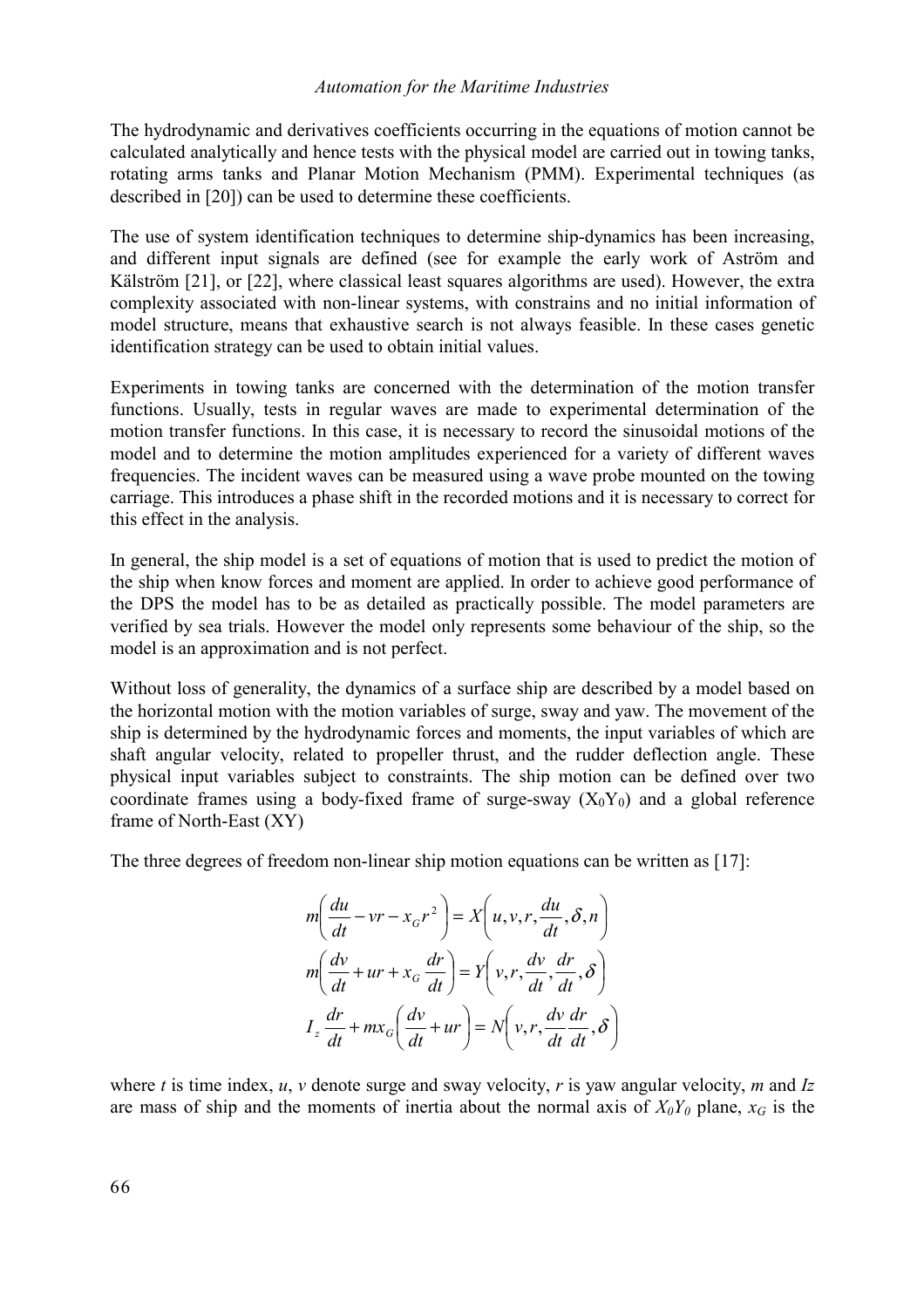The hydrodynamic and derivatives coefficients occurring in the equations of motion cannot be calculated analytically and hence tests with the physical model are carried out in towing tanks, rotating arms tanks and Planar Motion Mechanism (PMM). Experimental techniques (as described in [20]) can be used to determine these coefficients.

The use of system identification techniques to determine ship-dynamics has been increasing, and different input signals are defined (see for example the early work of Aström and Kälström [21], or [22], where classical least squares algorithms are used). However, the extra complexity associated with non-linear systems, with constrains and no initial information of model structure, means that exhaustive search is not always feasible. In these cases genetic identification strategy can be used to obtain initial values.

Experiments in towing tanks are concerned with the determination of the motion transfer functions. Usually, tests in regular waves are made to experimental determination of the motion transfer functions. In this case, it is necessary to record the sinusoidal motions of the model and to determine the motion amplitudes experienced for a variety of different waves frequencies. The incident waves can be measured using a wave probe mounted on the towing carriage. This introduces a phase shift in the recorded motions and it is necessary to correct for this effect in the analysis.

In general, the ship model is a set of equations of motion that is used to predict the motion of the ship when know forces and moment are applied. In order to achieve good performance of the DPS the model has to be as detailed as practically possible. The model parameters are verified by sea trials. However the model only represents some behaviour of the ship, so the model is an approximation and is not perfect.

Without loss of generality, the dynamics of a surface ship are described by a model based on the horizontal motion with the motion variables of surge, sway and yaw. The movement of the ship is determined by the hydrodynamic forces and moments, the input variables of which are shaft angular velocity, related to propeller thrust, and the rudder deflection angle. These physical input variables subject to constraints. The ship motion can be defined over two coordinate frames using a body-fixed frame of surge-sway ($X_0Y_0$) and a global reference frame of North-East (XY)

The three degrees of freedom non-linear ship motion equations can be written as [17]:

$$
\begin{aligned}
m\left(\frac{du}{dt} - vr - x_G r^2\right) &= X\left(u, v, r, \frac{du}{dt}, \delta, n\right) \\
m\left(\frac{dv}{dt} + ur + x_G \frac{dr}{dt}\right) &= Y\left(v, r, \frac{dv}{dt}, \frac{dr}{dt}, \delta\right) \\
I_z \frac{dr}{dt} + m x_G \left(\frac{dv}{dt} + ur\right) &= N\left(v, r, \frac{dv}{dt}\frac{dr}{dt}, \delta\right)
\end{aligned}
$$

where $t$ is time index, $u$, $v$ denote surge and sway velocity, $r$ is yaw angular velocity, $m$ and $Iz$ are mass of ship and the moments of inertia about the normal axis of $X_0Y_0$ plane, $x_G$ is the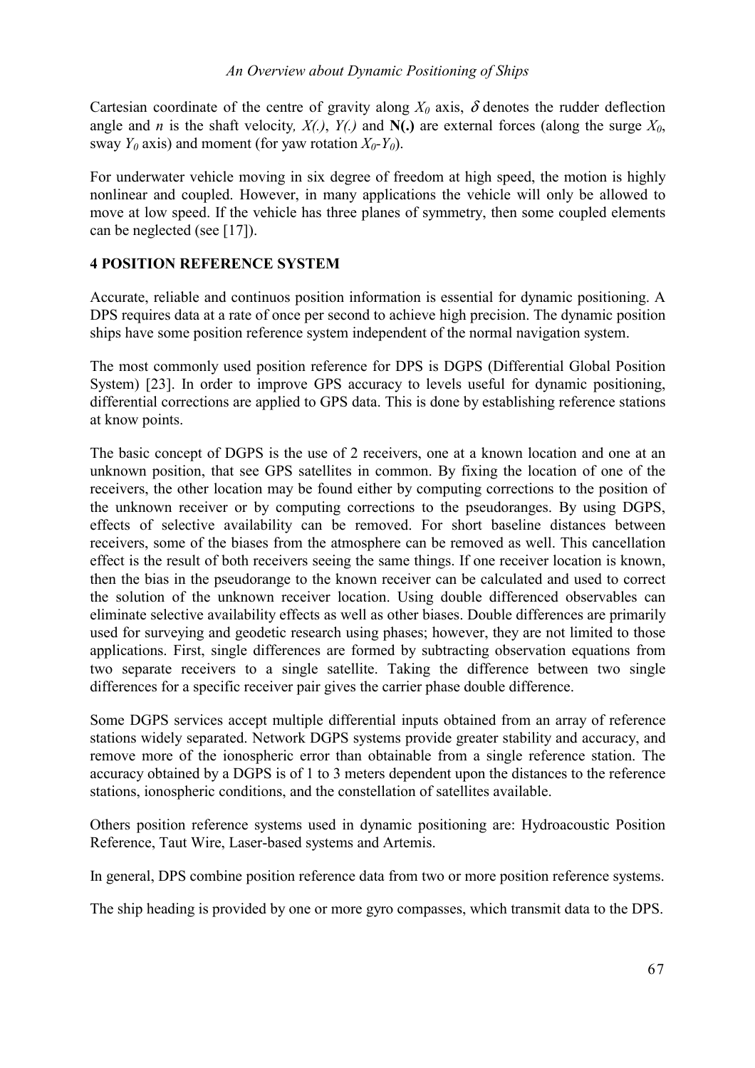Cartesian coordinate of the centre of gravity along $X_0$ axis, $\delta$ denotes the rudder deflection angle and $n$ is the shaft velocity, $X(.)$, $Y(.)$ and $\mathbf{N(.)}$ are external forces (along the surge $X_0$, sway $Y_0$ axis) and moment (for yaw rotation $X_0$-$Y_0$).

For underwater vehicle moving in six degree of freedom at high speed, the motion is highly nonlinear and coupled. However, in many applications the vehicle will only be allowed to move at low speed. If the vehicle has three planes of symmetry, then some coupled elements can be neglected (see [17]).

## 4 POSITION REFERENCE SYSTEM

Accurate, reliable and continuos position information is essential for dynamic positioning. A DPS requires data at a rate of once per second to achieve high precision. The dynamic position ships have some position reference system independent of the normal navigation system.

The most commonly used position reference for DPS is DGPS (Differential Global Position System) [23]. In order to improve GPS accuracy to levels useful for dynamic positioning, differential corrections are applied to GPS data. This is done by establishing reference stations at know points.

The basic concept of DGPS is the use of 2 receivers, one at a known location and one at an unknown position, that see GPS satellites in common. By fixing the location of one of the receivers, the other location may be found either by computing corrections to the position of the unknown receiver or by computing corrections to the pseudoranges. By using DGPS, effects of selective availability can be removed. For short baseline distances between receivers, some of the biases from the atmosphere can be removed as well. This cancellation effect is the result of both receivers seeing the same things. If one receiver location is known, then the bias in the pseudorange to the known receiver can be calculated and used to correct the solution of the unknown receiver location. Using double differenced observables can eliminate selective availability effects as well as other biases. Double differences are primarily used for surveying and geodetic research using phases; however, they are not limited to those applications. First, single differences are formed by subtracting observation equations from two separate receivers to a single satellite. Taking the difference between two single differences for a specific receiver pair gives the carrier phase double difference.

Some DGPS services accept multiple differential inputs obtained from an array of reference stations widely separated. Network DGPS systems provide greater stability and accuracy, and remove more of the ionospheric error than obtainable from a single reference station. The accuracy obtained by a DGPS is of 1 to 3 meters dependent upon the distances to the reference stations, ionospheric conditions, and the constellation of satellites available.

Others position reference systems used in dynamic positioning are: Hydroacoustic Position Reference, Taut Wire, Laser-based systems and Artemis.

In general, DPS combine position reference data from two or more position reference systems.

The ship heading is provided by one or more gyro compasses, which transmit data to the DPS.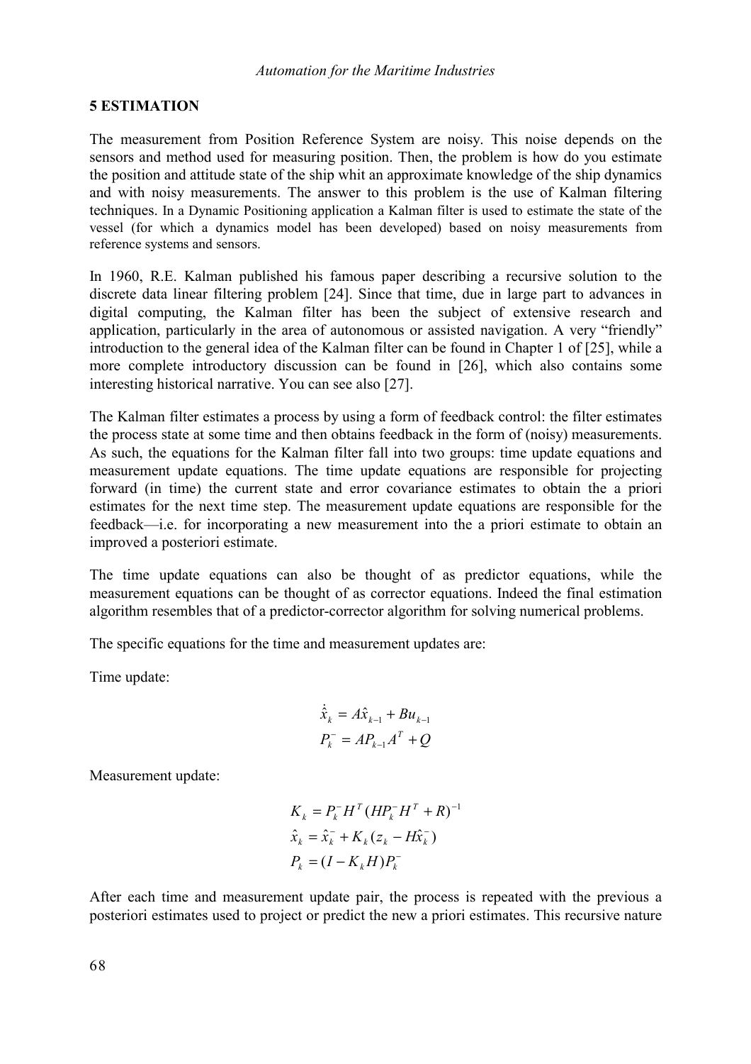## 5 ESTIMATION

The measurement from Position Reference System are noisy. This noise depends on the sensors and method used for measuring position. Then, the problem is how do you estimate the position and attitude state of the ship whit an approximate knowledge of the ship dynamics and with noisy measurements. The answer to this problem is the use of Kalman filtering techniques. In a Dynamic Positioning application a Kalman filter is used to estimate the state of the vessel (for which a dynamics model has been developed) based on noisy measurements from reference systems and sensors.

In 1960, R.E. Kalman published his famous paper describing a recursive solution to the discrete data linear filtering problem [24]. Since that time, due in large part to advances in digital computing, the Kalman filter has been the subject of extensive research and application, particularly in the area of autonomous or assisted navigation. A very "friendly" introduction to the general idea of the Kalman filter can be found in Chapter 1 of [25], while a more complete introductory discussion can be found in [26], which also contains some interesting historical narrative. You can see also [27].

The Kalman filter estimates a process by using a form of feedback control: the filter estimates the process state at some time and then obtains feedback in the form of (noisy) measurements. As such, the equations for the Kalman filter fall into two groups: time update equations and measurement update equations. The time update equations are responsible for projecting forward (in time) the current state and error covariance estimates to obtain the a priori estimates for the next time step. The measurement update equations are responsible for the feedback—i.e. for incorporating a new measurement into the a priori estimate to obtain an improved a posteriori estimate.

The time update equations can also be thought of as predictor equations, while the measurement equations can be thought of as corrector equations. Indeed the final estimation algorithm resembles that of a predictor-corrector algorithm for solving numerical problems.

The specific equations for the time and measurement updates are:

Time update:

$$\dot{\hat{x}}_k = A\hat{x}_{k-1} + Bu_{k-1}$$
$$P_k^- = AP_{k-1}A^T + Q$$

Measurement update:

$$K_k = P_k^- H^T (HP_k^- H^T + R)^{-1}$$
$$\hat{x}_k = \hat{x}_k^- + K_k (z_k - H\hat{x}_k^-)$$
$$P_k = (I - K_k H)P_k^-$$

After each time and measurement update pair, the process is repeated with the previous a posteriori estimates used to project or predict the new a priori estimates. This recursive nature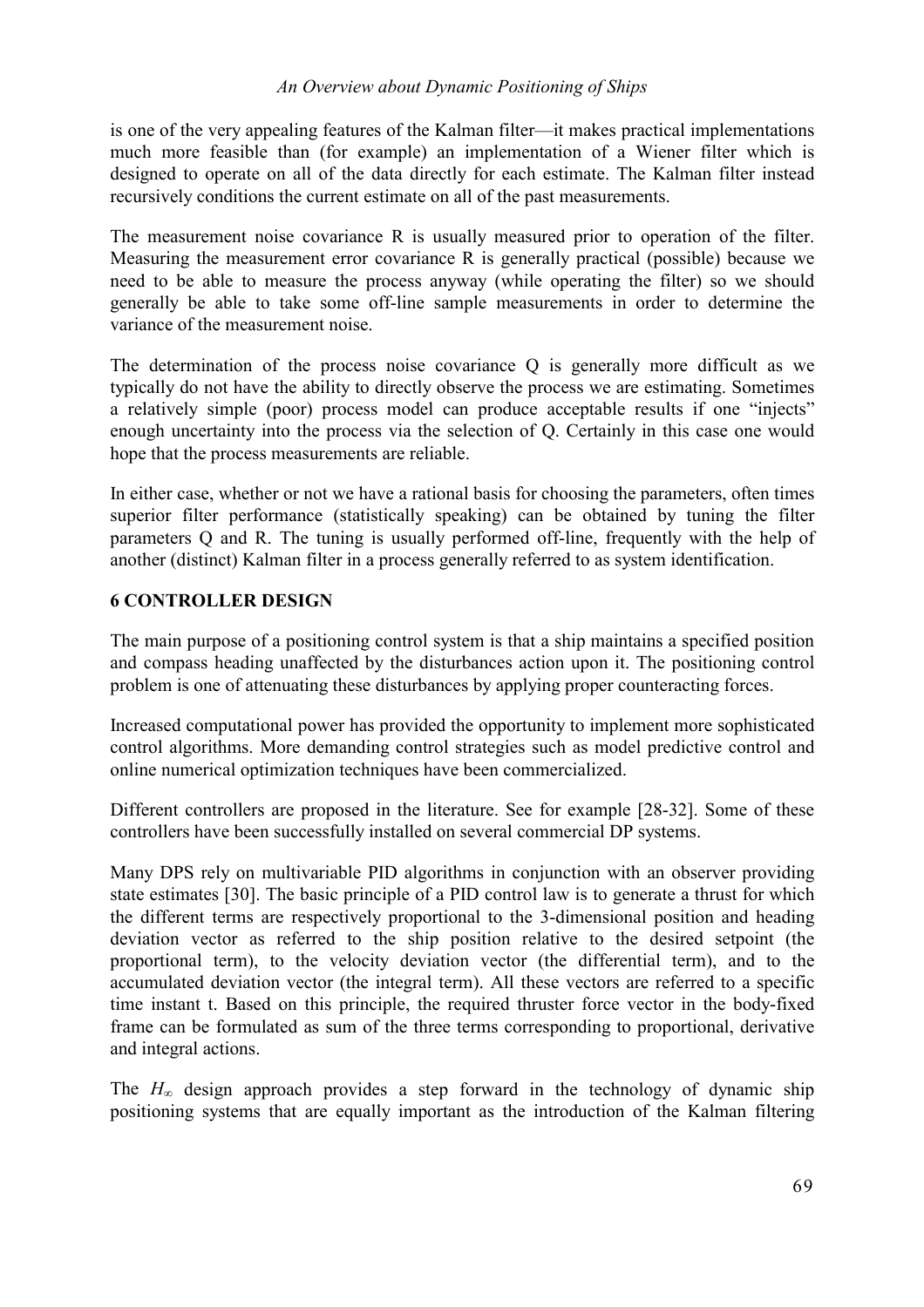is one of the very appealing features of the Kalman filter—it makes practical implementations much more feasible than (for example) an implementation of a Wiener filter which is designed to operate on all of the data directly for each estimate. The Kalman filter instead recursively conditions the current estimate on all of the past measurements.

The measurement noise covariance R is usually measured prior to operation of the filter. Measuring the measurement error covariance R is generally practical (possible) because we need to be able to measure the process anyway (while operating the filter) so we should generally be able to take some off-line sample measurements in order to determine the variance of the measurement noise.

The determination of the process noise covariance Q is generally more difficult as we typically do not have the ability to directly observe the process we are estimating. Sometimes a relatively simple (poor) process model can produce acceptable results if one "injects" enough uncertainty into the process via the selection of Q. Certainly in this case one would hope that the process measurements are reliable.

In either case, whether or not we have a rational basis for choosing the parameters, often times superior filter performance (statistically speaking) can be obtained by tuning the filter parameters Q and R. The tuning is usually performed off-line, frequently with the help of another (distinct) Kalman filter in a process generally referred to as system identification.

## 6 CONTROLLER DESIGN

The main purpose of a positioning control system is that a ship maintains a specified position and compass heading unaffected by the disturbances action upon it. The positioning control problem is one of attenuating these disturbances by applying proper counteracting forces.

Increased computational power has provided the opportunity to implement more sophisticated control algorithms. More demanding control strategies such as model predictive control and online numerical optimization techniques have been commercialized.

Different controllers are proposed in the literature. See for example [28-32]. Some of these controllers have been successfully installed on several commercial DP systems.

Many DPS rely on multivariable PID algorithms in conjunction with an observer providing state estimates [30]. The basic principle of a PID control law is to generate a thrust for which the different terms are respectively proportional to the 3-dimensional position and heading deviation vector as referred to the ship position relative to the desired setpoint (the proportional term), to the velocity deviation vector (the differential term), and to the accumulated deviation vector (the integral term). All these vectors are referred to a specific time instant t. Based on this principle, the required thruster force vector in the body-fixed frame can be formulated as sum of the three terms corresponding to proportional, derivative and integral actions.

The $H_\infty$ design approach provides a step forward in the technology of dynamic ship positioning systems that are equally important as the introduction of the Kalman filtering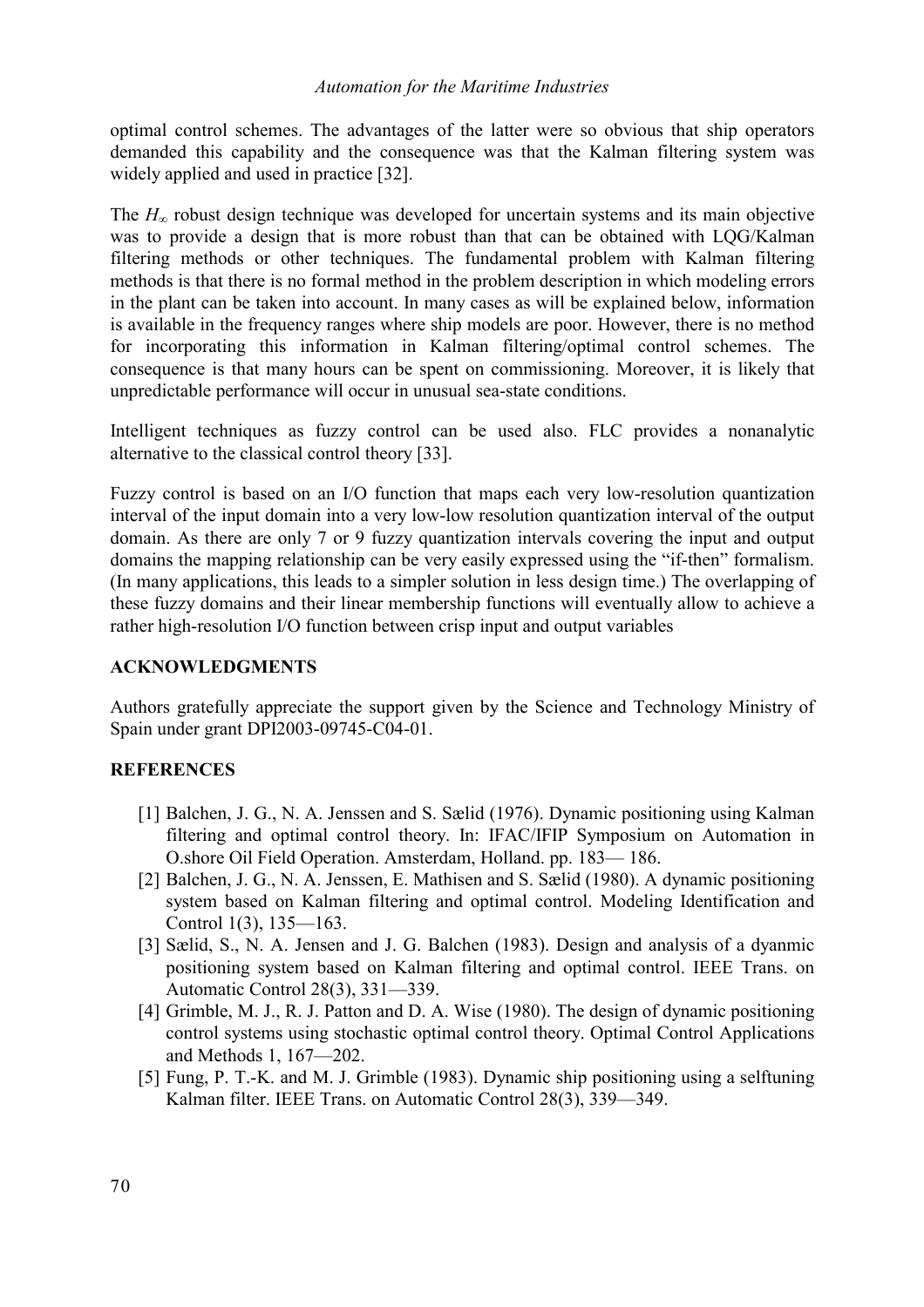optimal control schemes. The advantages of the latter were so obvious that ship operators demanded this capability and the consequence was that the Kalman filtering system was widely applied and used in practice [32].

The $H_\infty$ robust design technique was developed for uncertain systems and its main objective was to provide a design that is more robust than that can be obtained with LQG/Kalman filtering methods or other techniques. The fundamental problem with Kalman filtering methods is that there is no formal method in the problem description in which modeling errors in the plant can be taken into account. In many cases as will be explained below, information is available in the frequency ranges where ship models are poor. However, there is no method for incorporating this information in Kalman filtering/optimal control schemes. The consequence is that many hours can be spent on commissioning. Moreover, it is likely that unpredictable performance will occur in unusual sea-state conditions.

Intelligent techniques as fuzzy control can be used also. FLC provides a nonanalytic alternative to the classical control theory [33].

Fuzzy control is based on an I/O function that maps each very low-resolution quantization interval of the input domain into a very low-low resolution quantization interval of the output domain. As there are only 7 or 9 fuzzy quantization intervals covering the input and output domains the mapping relationship can be very easily expressed using the "if-then" formalism. (In many applications, this leads to a simpler solution in less design time.) The overlapping of these fuzzy domains and their linear membership functions will eventually allow to achieve a rather high-resolution I/O function between crisp input and output variables

## ACKNOWLEDGMENTS

Authors gratefully appreciate the support given by the Science and Technology Ministry of Spain under grant DPI2003-09745-C04-01.

## REFERENCES

[1] Balchen, J. G., N. A. Jenssen and S. Sælid (1976). Dynamic positioning using Kalman filtering and optimal control theory. In: IFAC/IFIP Symposium on Automation in O.shore Oil Field Operation. Amsterdam, Holland. pp. 183— 186.

[2] Balchen, J. G., N. A. Jenssen, E. Mathisen and S. Sælid (1980). A dynamic positioning system based on Kalman filtering and optimal control. Modeling Identification and Control 1(3), 135—163.

[3] Sælid, S., N. A. Jensen and J. G. Balchen (1983). Design and analysis of a dyanmic positioning system based on Kalman filtering and optimal control. IEEE Trans. on Automatic Control 28(3), 331—339.

[4] Grimble, M. J., R. J. Patton and D. A. Wise (1980). The design of dynamic positioning control systems using stochastic optimal control theory. Optimal Control Applications and Methods 1, 167—202.

[5] Fung, P. T.-K. and M. J. Grimble (1983). Dynamic ship positioning using a selftuning Kalman filter. IEEE Trans. on Automatic Control 28(3), 339—349.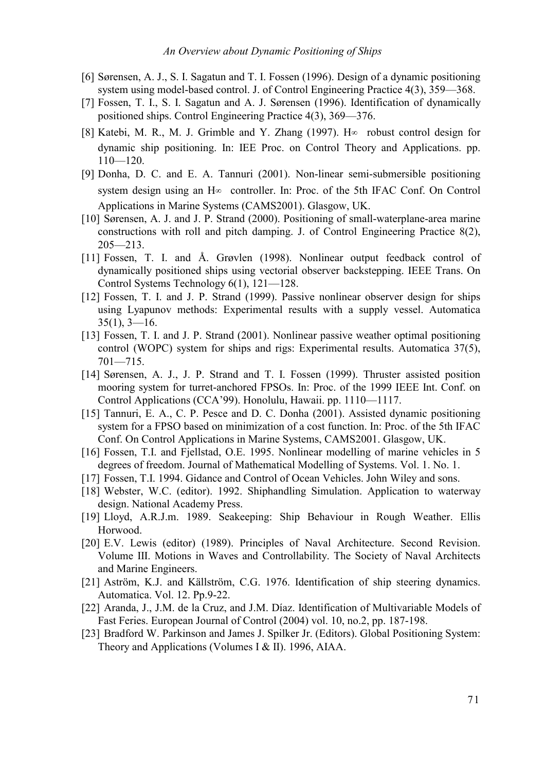[6] Sørensen, A. J., S. I. Sagatun and T. I. Fossen (1996). Design of a dynamic positioning system using model-based control. J. of Control Engineering Practice 4(3), 359—368.

[7] Fossen, T. I., S. I. Sagatun and A. J. Sørensen (1996). Identification of dynamically positioned ships. Control Engineering Practice 4(3), 369—376.

[8] Katebi, M. R., M. J. Grimble and Y. Zhang (1997). H∞ robust control design for dynamic ship positioning. In: IEE Proc. on Control Theory and Applications. pp. 110—120.

[9] Donha, D. C. and E. A. Tannuri (2001). Non-linear semi-submersible positioning system design using an H∞ controller. In: Proc. of the 5th IFAC Conf. On Control Applications in Marine Systems (CAMS2001). Glasgow, UK.

[10] Sørensen, A. J. and J. P. Strand (2000). Positioning of small-waterplane-area marine constructions with roll and pitch damping. J. of Control Engineering Practice 8(2), 205—213.

[11] Fossen, T. I. and Å. Grøvlen (1998). Nonlinear output feedback control of dynamically positioned ships using vectorial observer backstepping. IEEE Trans. On Control Systems Technology 6(1), 121—128.

[12] Fossen, T. I. and J. P. Strand (1999). Passive nonlinear observer design for ships using Lyapunov methods: Experimental results with a supply vessel. Automatica 35(1), 3—16.

[13] Fossen, T. I. and J. P. Strand (2001). Nonlinear passive weather optimal positioning control (WOPC) system for ships and rigs: Experimental results. Automatica 37(5), 701—715.

[14] Sørensen, A. J., J. P. Strand and T. I. Fossen (1999). Thruster assisted position mooring system for turret-anchored FPSOs. In: Proc. of the 1999 IEEE Int. Conf. on Control Applications (CCA'99). Honolulu, Hawaii. pp. 1110—1117.

[15] Tannuri, E. A., C. P. Pesce and D. C. Donha (2001). Assisted dynamic positioning system for a FPSO based on minimization of a cost function. In: Proc. of the 5th IFAC Conf. On Control Applications in Marine Systems, CAMS2001. Glasgow, UK.

[16] Fossen, T.I. and Fjellstad, O.E. 1995. Nonlinear modelling of marine vehicles in 5 degrees of freedom. Journal of Mathematical Modelling of Systems. Vol. 1. No. 1.

[17] Fossen, T.I. 1994. Gidance and Control of Ocean Vehicles. John Wiley and sons.

[18] Webster, W.C. (editor). 1992. Shiphandling Simulation. Application to waterway design. National Academy Press.

[19] Lloyd, A.R.J.m. 1989. Seakeeping: Ship Behaviour in Rough Weather. Ellis Horwood.

[20] E.V. Lewis (editor) (1989). Principles of Naval Architecture. Second Revision. Volume III. Motions in Waves and Controllability. The Society of Naval Architects and Marine Engineers.

[21] Aström, K.J. and Källström, C.G. 1976. Identification of ship steering dynamics. Automatica. Vol. 12. Pp.9-22.

[22] Aranda, J., J.M. de la Cruz, and J.M. Díaz. Identification of Multivariable Models of Fast Feries. European Journal of Control (2004) vol. 10, no.2, pp. 187-198.

[23] Bradford W. Parkinson and James J. Spilker Jr. (Editors). Global Positioning System: Theory and Applications (Volumes I & II). 1996, AIAA.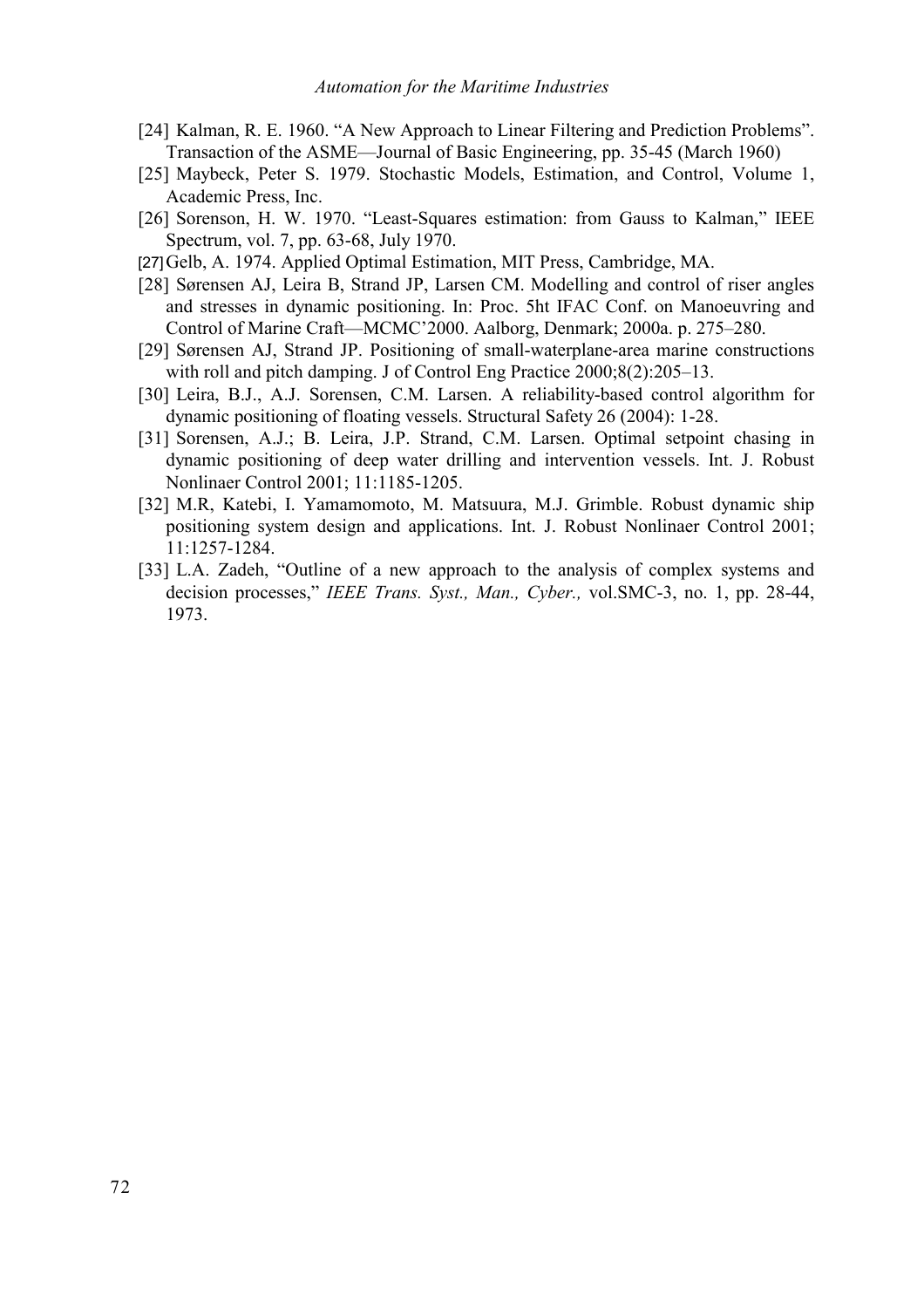[24] Kalman, R. E. 1960. "A New Approach to Linear Filtering and Prediction Problems". Transaction of the ASME—Journal of Basic Engineering, pp. 35-45 (March 1960)

[25] Maybeck, Peter S. 1979. Stochastic Models, Estimation, and Control, Volume 1, Academic Press, Inc.

[26] Sorenson, H. W. 1970. "Least-Squares estimation: from Gauss to Kalman," IEEE Spectrum, vol. 7, pp. 63-68, July 1970.

[27] Gelb, A. 1974. Applied Optimal Estimation, MIT Press, Cambridge, MA.

[28] Sørensen AJ, Leira B, Strand JP, Larsen CM. Modelling and control of riser angles and stresses in dynamic positioning. In: Proc. 5ht IFAC Conf. on Manoeuvring and Control of Marine Craft—MCMC'2000. Aalborg, Denmark; 2000a. p. 275–280.

[29] Sørensen AJ, Strand JP. Positioning of small-waterplane-area marine constructions with roll and pitch damping. J of Control Eng Practice 2000;8(2):205–13.

[30] Leira, B.J., A.J. Sorensen, C.M. Larsen. A reliability-based control algorithm for dynamic positioning of floating vessels. Structural Safety 26 (2004): 1-28.

[31] Sorensen, A.J.; B. Leira, J.P. Strand, C.M. Larsen. Optimal setpoint chasing in dynamic positioning of deep water drilling and intervention vessels. Int. J. Robust Nonlinaer Control 2001; 11:1185-1205.

[32] M.R, Katebi, I. Yamamomoto, M. Matsuura, M.J. Grimble. Robust dynamic ship positioning system design and applications. Int. J. Robust Nonlinaer Control 2001; 11:1257-1284.

[33] L.A. Zadeh, "Outline of a new approach to the analysis of complex systems and decision processes," *IEEE Trans. Syst., Man., Cyber.,* vol.SMC-3, no. 1, pp. 28-44, 1973.